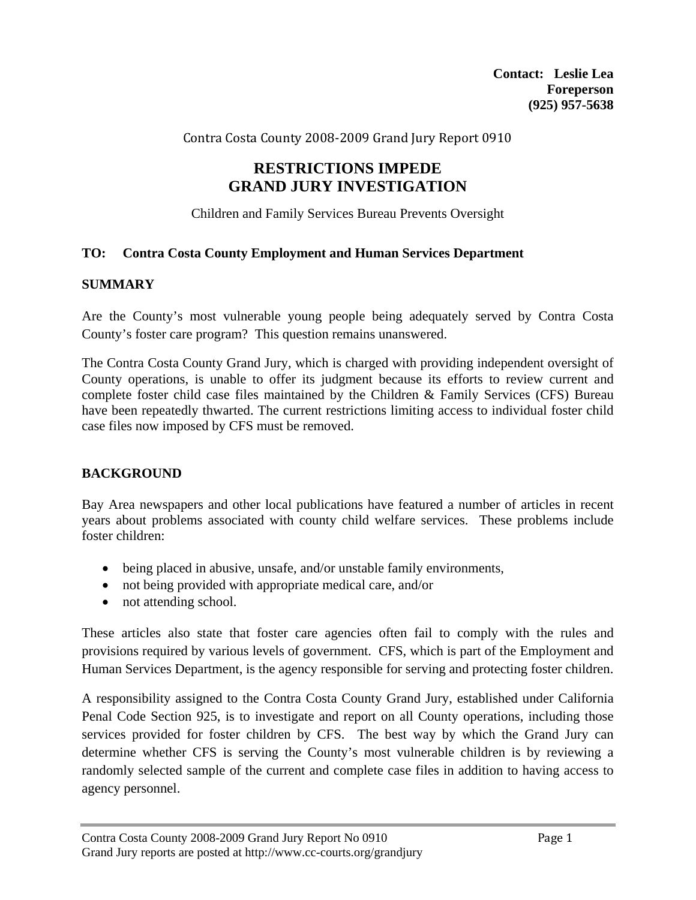**Contact: Leslie Lea**
**Foreperson**
**(925) 957-5638**

Contra Costa County 2008-2009 Grand Jury Report 0910

# RESTRICTIONS IMPEDE GRAND JURY INVESTIGATION

Children and Family Services Bureau Prevents Oversight

**TO: Contra Costa County Employment and Human Services Department**

## SUMMARY

Are the County's most vulnerable young people being adequately served by Contra Costa County's foster care program? This question remains unanswered.

The Contra Costa County Grand Jury, which is charged with providing independent oversight of County operations, is unable to offer its judgment because its efforts to review current and complete foster child case files maintained by the Children & Family Services (CFS) Bureau have been repeatedly thwarted. The current restrictions limiting access to individual foster child case files now imposed by CFS must be removed.

## BACKGROUND

Bay Area newspapers and other local publications have featured a number of articles in recent years about problems associated with county child welfare services. These problems include foster children:

- being placed in abusive, unsafe, and/or unstable family environments,
- not being provided with appropriate medical care, and/or
- not attending school.

These articles also state that foster care agencies often fail to comply with the rules and provisions required by various levels of government. CFS, which is part of the Employment and Human Services Department, is the agency responsible for serving and protecting foster children.

A responsibility assigned to the Contra Costa County Grand Jury, established under California Penal Code Section 925, is to investigate and report on all County operations, including those services provided for foster children by CFS. The best way by which the Grand Jury can determine whether CFS is serving the County's most vulnerable children is by reviewing a randomly selected sample of the current and complete case files in addition to having access to agency personnel.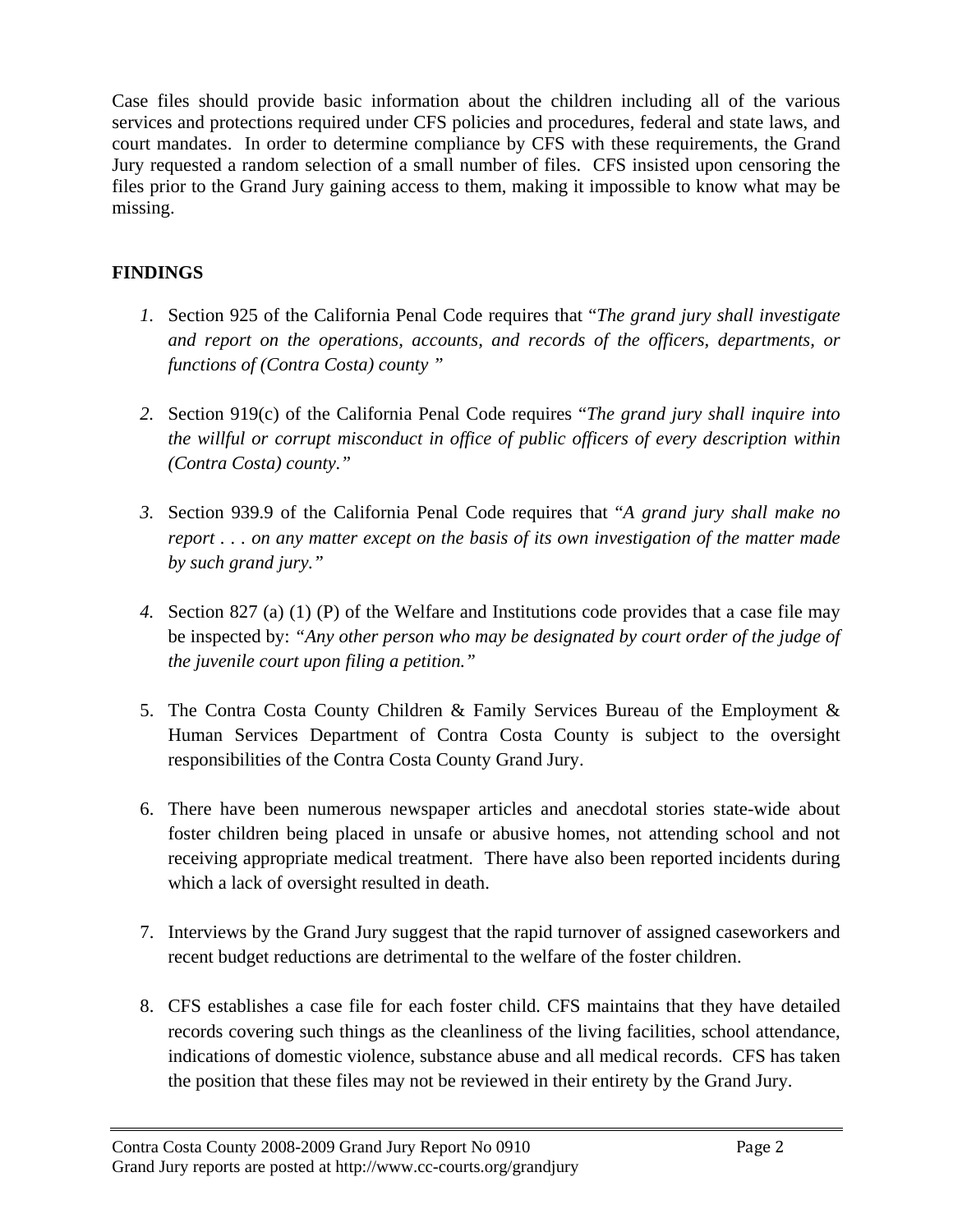Case files should provide basic information about the children including all of the various services and protections required under CFS policies and procedures, federal and state laws, and court mandates. In order to determine compliance by CFS with these requirements, the Grand Jury requested a random selection of a small number of files. CFS insisted upon censoring the files prior to the Grand Jury gaining access to them, making it impossible to know what may be missing.

## FINDINGS

1. Section 925 of the California Penal Code requires that "*The grand jury shall investigate and report on the operations, accounts, and records of the officers, departments, or functions of (Contra Costa) county* "

2. Section 919(c) of the California Penal Code requires "*The grand jury shall inquire into the willful or corrupt misconduct in office of public officers of every description within (Contra Costa) county.*"

3. Section 939.9 of the California Penal Code requires that "*A grand jury shall make no report . . . on any matter except on the basis of its own investigation of the matter made by such grand jury.*"

4. Section 827 (a) (1) (P) of the Welfare and Institutions code provides that a case file may be inspected by: *"Any other person who may be designated by court order of the judge of the juvenile court upon filing a petition."*

5. The Contra Costa County Children & Family Services Bureau of the Employment & Human Services Department of Contra Costa County is subject to the oversight responsibilities of the Contra Costa County Grand Jury.

6. There have been numerous newspaper articles and anecdotal stories state-wide about foster children being placed in unsafe or abusive homes, not attending school and not receiving appropriate medical treatment. There have also been reported incidents during which a lack of oversight resulted in death.

7. Interviews by the Grand Jury suggest that the rapid turnover of assigned caseworkers and recent budget reductions are detrimental to the welfare of the foster children.

8. CFS establishes a case file for each foster child. CFS maintains that they have detailed records covering such things as the cleanliness of the living facilities, school attendance, indications of domestic violence, substance abuse and all medical records. CFS has taken the position that these files may not be reviewed in their entirety by the Grand Jury.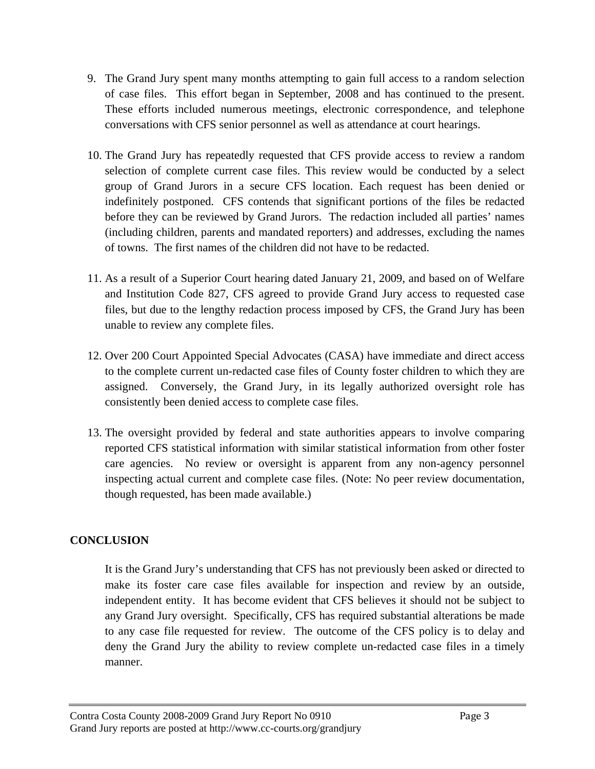9. The Grand Jury spent many months attempting to gain full access to a random selection of case files. This effort began in September, 2008 and has continued to the present. These efforts included numerous meetings, electronic correspondence, and telephone conversations with CFS senior personnel as well as attendance at court hearings.

10. The Grand Jury has repeatedly requested that CFS provide access to review a random selection of complete current case files. This review would be conducted by a select group of Grand Jurors in a secure CFS location. Each request has been denied or indefinitely postponed. CFS contends that significant portions of the files be redacted before they can be reviewed by Grand Jurors. The redaction included all parties' names (including children, parents and mandated reporters) and addresses, excluding the names of towns. The first names of the children did not have to be redacted.

11. As a result of a Superior Court hearing dated January 21, 2009, and based on of Welfare and Institution Code 827, CFS agreed to provide Grand Jury access to requested case files, but due to the lengthy redaction process imposed by CFS, the Grand Jury has been unable to review any complete files.

12. Over 200 Court Appointed Special Advocates (CASA) have immediate and direct access to the complete current un-redacted case files of County foster children to which they are assigned. Conversely, the Grand Jury, in its legally authorized oversight role has consistently been denied access to complete case files.

13. The oversight provided by federal and state authorities appears to involve comparing reported CFS statistical information with similar statistical information from other foster care agencies. No review or oversight is apparent from any non-agency personnel inspecting actual current and complete case files. (Note: No peer review documentation, though requested, has been made available.)

## CONCLUSION

It is the Grand Jury's understanding that CFS has not previously been asked or directed to make its foster care case files available for inspection and review by an outside, independent entity. It has become evident that CFS believes it should not be subject to any Grand Jury oversight. Specifically, CFS has required substantial alterations be made to any case file requested for review. The outcome of the CFS policy is to delay and deny the Grand Jury the ability to review complete un-redacted case files in a timely manner.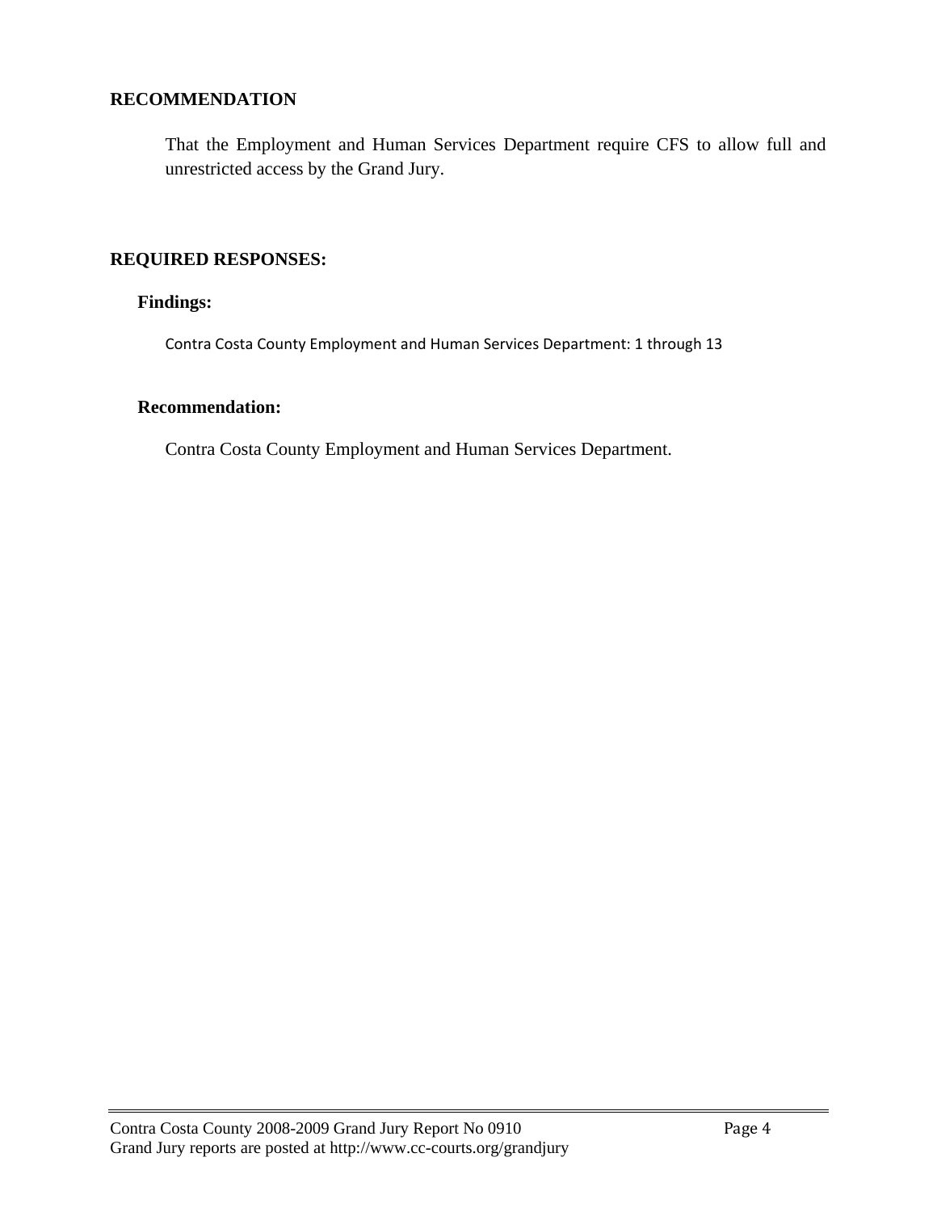## RECOMMENDATION

That the Employment and Human Services Department require CFS to allow full and unrestricted access by the Grand Jury.

## REQUIRED RESPONSES:

### Findings:

Contra Costa County Employment and Human Services Department: 1 through 13

### Recommendation:

Contra Costa County Employment and Human Services Department.